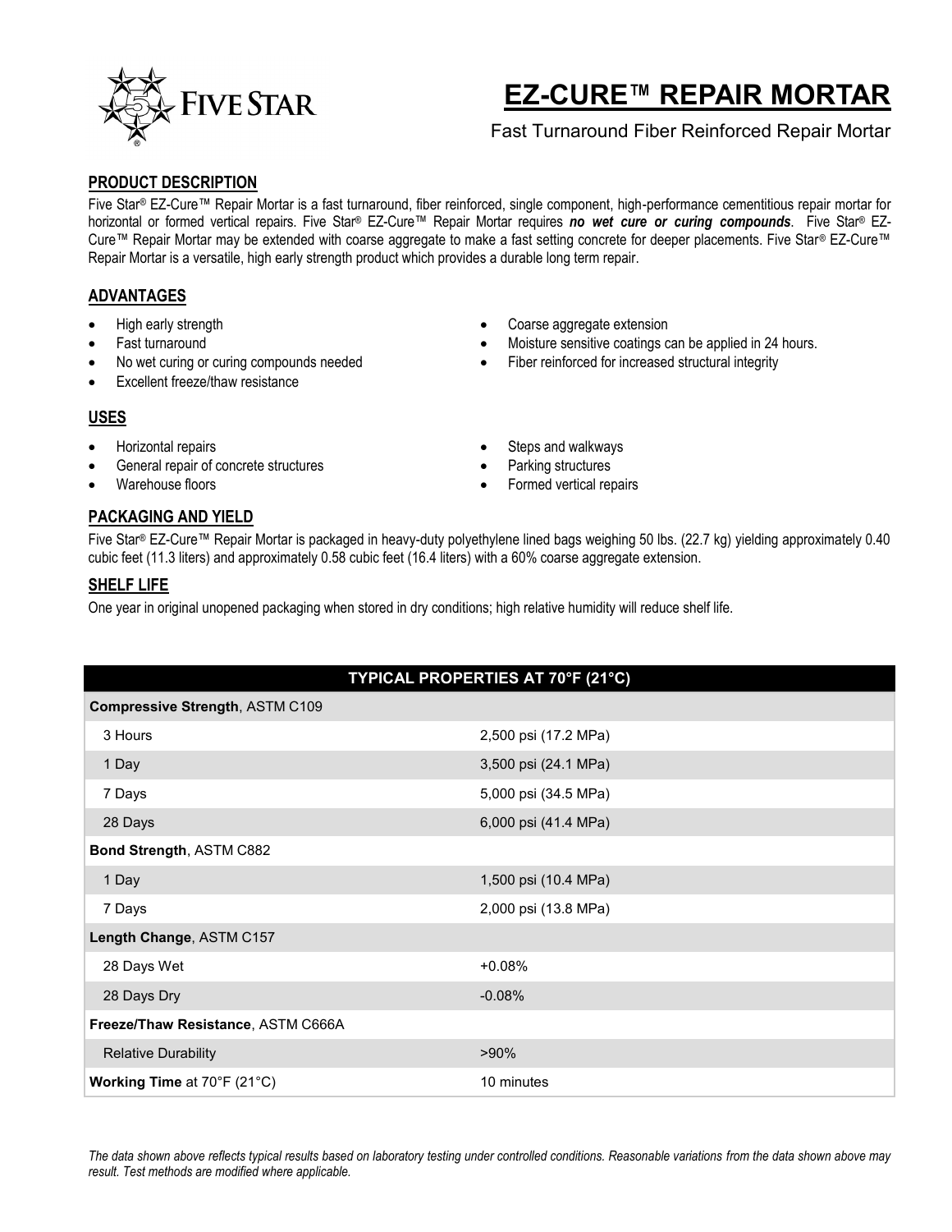# EZ-CURE™ REPAIR MORTAR

Fast Turnaround Fiber Reinforced Repair Mortar

## PRODUCT DESCRIPTION

Five Star® EZ-Cure™ Repair Mortar is a fast turnaround, fiber reinforced, single component, high-performance cementitious repair mortar for horizontal or formed vertical repairs. Five Star® EZ-Cure™ Repair Mortar requires ***no wet cure or curing compounds***. Five Star® EZ-Cure™ Repair Mortar may be extended with coarse aggregate to make a fast setting concrete for deeper placements. Five Star® EZ-Cure™ Repair Mortar is a versatile, high early strength product which provides a durable long term repair.

## ADVANTAGES

- High early strength
- Fast turnaround
- No wet curing or curing compounds needed
- Excellent freeze/thaw resistance
- Coarse aggregate extension
- Moisture sensitive coatings can be applied in 24 hours.
- Fiber reinforced for increased structural integrity

## USES

- Horizontal repairs
- General repair of concrete structures
- Warehouse floors
- Steps and walkways
- Parking structures
- Formed vertical repairs

## PACKAGING AND YIELD

Five Star® EZ-Cure™ Repair Mortar is packaged in heavy-duty polyethylene lined bags weighing 50 lbs. (22.7 kg) yielding approximately 0.40 cubic feet (11.3 liters) and approximately 0.58 cubic feet (16.4 liters) with a 60% coarse aggregate extension.

## SHELF LIFE

One year in original unopened packaging when stored in dry conditions; high relative humidity will reduce shelf life.

| TYPICAL PROPERTIES AT 70°F (21°C) | |
|---|---|
| **Compressive Strength**, ASTM C109 | |
| 3 Hours | 2,500 psi (17.2 MPa) |
| 1 Day | 3,500 psi (24.1 MPa) |
| 7 Days | 5,000 psi (34.5 MPa) |
| 28 Days | 6,000 psi (41.4 MPa) |
| **Bond Strength**, ASTM C882 | |
| 1 Day | 1,500 psi (10.4 MPa) |
| 7 Days | 2,000 psi (13.8 MPa) |
| **Length Change**, ASTM C157 | |
| 28 Days Wet | +0.08% |
| 28 Days Dry | -0.08% |
| **Freeze/Thaw Resistance**, ASTM C666A | |
| Relative Durability | >90% |
| **Working Time** at 70°F (21°C) | 10 minutes |

*The data shown above reflects typical results based on laboratory testing under controlled conditions. Reasonable variations from the data shown above may result. Test methods are modified where applicable.*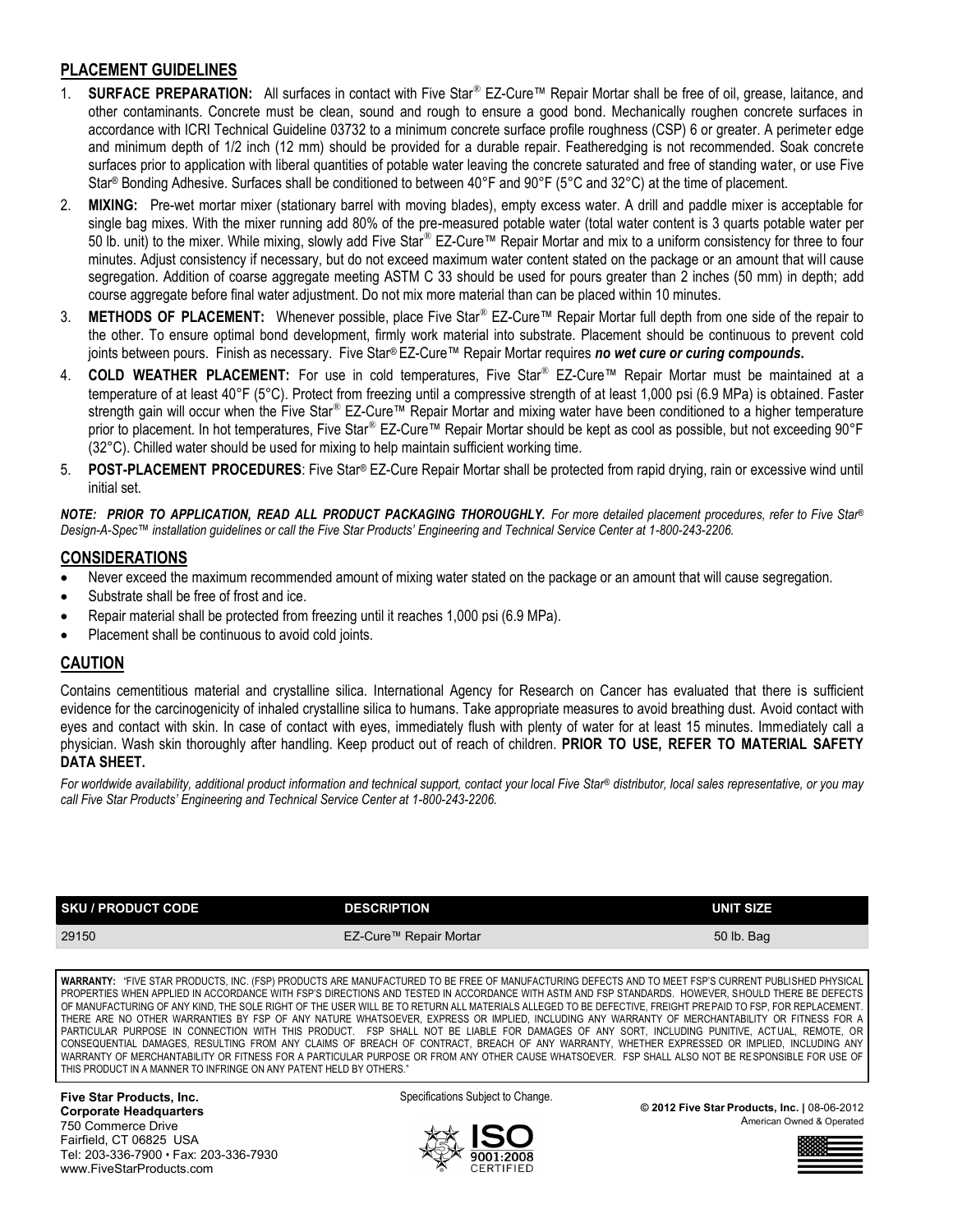## PLACEMENT GUIDELINES

1. **SURFACE PREPARATION:** All surfaces in contact with Five Star® EZ-Cure™ Repair Mortar shall be free of oil, grease, laitance, and other contaminants. Concrete must be clean, sound and rough to ensure a good bond. Mechanically roughen concrete surfaces in accordance with ICRI Technical Guideline 03732 to a minimum concrete surface profile roughness (CSP) 6 or greater. A perimeter edge and minimum depth of 1/2 inch (12 mm) should be provided for a durable repair. Featheredging is not recommended. Soak concrete surfaces prior to application with liberal quantities of potable water leaving the concrete saturated and free of standing water, or use Five Star® Bonding Adhesive. Surfaces shall be conditioned to between 40°F and 90°F (5°C and 32°C) at the time of placement.
2. **MIXING:** Pre-wet mortar mixer (stationary barrel with moving blades), empty excess water. A drill and paddle mixer is acceptable for single bag mixes. With the mixer running add 80% of the pre-measured potable water (total water content is 3 quarts potable water per 50 lb. unit) to the mixer. While mixing, slowly add Five Star® EZ-Cure™ Repair Mortar and mix to a uniform consistency for three to four minutes. Adjust consistency if necessary, but do not exceed maximum water content stated on the package or an amount that will cause segregation. Addition of coarse aggregate meeting ASTM C 33 should be used for pours greater than 2 inches (50 mm) in depth; add course aggregate before final water adjustment. Do not mix more material than can be placed within 10 minutes.
3. **METHODS OF PLACEMENT:** Whenever possible, place Five Star® EZ-Cure™ Repair Mortar full depth from one side of the repair to the other. To ensure optimal bond development, firmly work material into substrate. Placement should be continuous to prevent cold joints between pours. Finish as necessary. Five Star® EZ-Cure™ Repair Mortar requires ***no wet cure or curing compounds.***
4. **COLD WEATHER PLACEMENT:** For use in cold temperatures, Five Star® EZ-Cure™ Repair Mortar must be maintained at a temperature of at least 40°F (5°C). Protect from freezing until a compressive strength of at least 1,000 psi (6.9 MPa) is obtained. Faster strength gain will occur when the Five Star® EZ-Cure™ Repair Mortar and mixing water have been conditioned to a higher temperature prior to placement. In hot temperatures, Five Star® EZ-Cure™ Repair Mortar should be kept as cool as possible, but not exceeding 90°F (32°C). Chilled water should be used for mixing to help maintain sufficient working time.
5. **POST-PLACEMENT PROCEDURES**: Five Star® EZ-Cure Repair Mortar shall be protected from rapid drying, rain or excessive wind until initial set.

***NOTE: PRIOR TO APPLICATION, READ ALL PRODUCT PACKAGING THOROUGHLY.*** *For more detailed placement procedures, refer to Five Star® Design-A-Spec™ installation guidelines or call the Five Star Products' Engineering and Technical Service Center at 1-800-243-2206.*

## CONSIDERATIONS

- Never exceed the maximum recommended amount of mixing water stated on the package or an amount that will cause segregation.
- Substrate shall be free of frost and ice.
- Repair material shall be protected from freezing until it reaches 1,000 psi (6.9 MPa).
- Placement shall be continuous to avoid cold joints.

## CAUTION

Contains cementitious material and crystalline silica. International Agency for Research on Cancer has evaluated that there is sufficient evidence for the carcinogenicity of inhaled crystalline silica to humans. Take appropriate measures to avoid breathing dust. Avoid contact with eyes and contact with skin. In case of contact with eyes, immediately flush with plenty of water for at least 15 minutes. Immediately call a physician. Wash skin thoroughly after handling. Keep product out of reach of children. **PRIOR TO USE, REFER TO MATERIAL SAFETY DATA SHEET.**

*For worldwide availability, additional product information and technical support, contact your local Five Star® distributor, local sales representative, or you may call Five Star Products' Engineering and Technical Service Center at 1-800-243-2206.*

| SKU / PRODUCT CODE | DESCRIPTION | UNIT SIZE |
|---|---|---|
| 29150 | EZ-Cure™ Repair Mortar | 50 lb. Bag |

**WARRANTY:** "FIVE STAR PRODUCTS, INC. (FSP) PRODUCTS ARE MANUFACTURED TO BE FREE OF MANUFACTURING DEFECTS AND TO MEET FSP'S CURRENT PUBLISHED PHYSICAL PROPERTIES WHEN APPLIED IN ACCORDANCE WITH FSP'S DIRECTIONS AND TESTED IN ACCORDANCE WITH ASTM AND FSP STANDARDS. HOWEVER, SHOULD THERE BE DEFECTS OF MANUFACTURING OF ANY KIND, THE SOLE RIGHT OF THE USER WILL BE TO RETURN ALL MATERIALS ALLEGED TO BE DEFECTIVE, FREIGHT PREPAID TO FSP, FOR REPLACEMENT. THERE ARE NO OTHER WARRANTIES BY FSP OF ANY NATURE WHATSOEVER, EXPRESS OR IMPLIED, INCLUDING ANY WARRANTY OF MERCHANTABILITY OR FITNESS FOR A PARTICULAR PURPOSE IN CONNECTION WITH THIS PRODUCT. FSP SHALL NOT BE LIABLE FOR DAMAGES OF ANY SORT, INCLUDING PUNITIVE, ACTUAL, REMOTE, OR CONSEQUENTIAL DAMAGES, RESULTING FROM ANY CLAIMS OF BREACH OF CONTRACT, BREACH OF ANY WARRANTY, WHETHER EXPRESSED OR IMPLIED, INCLUDING ANY WARRANTY OF MERCHANTABILITY OR FITNESS FOR A PARTICULAR PURPOSE OR FROM ANY OTHER CAUSE WHATSOEVER. FSP SHALL ALSO NOT BE RESPONSIBLE FOR USE OF THIS PRODUCT IN A MANNER TO INFRINGE ON ANY PATENT HELD BY OTHERS."

**Five Star Products, Inc.**
**Corporate Headquarters**
750 Commerce Drive
Fairfield, CT 06825 USA
Tel: 203-336-7900 • Fax: 203-336-7930
www.FiveStarProducts.com

Specifications Subject to Change.

ISO 9001:2008 CERTIFIED

**© 2012 Five Star Products, Inc.** | 08-06-2012
American Owned & Operated